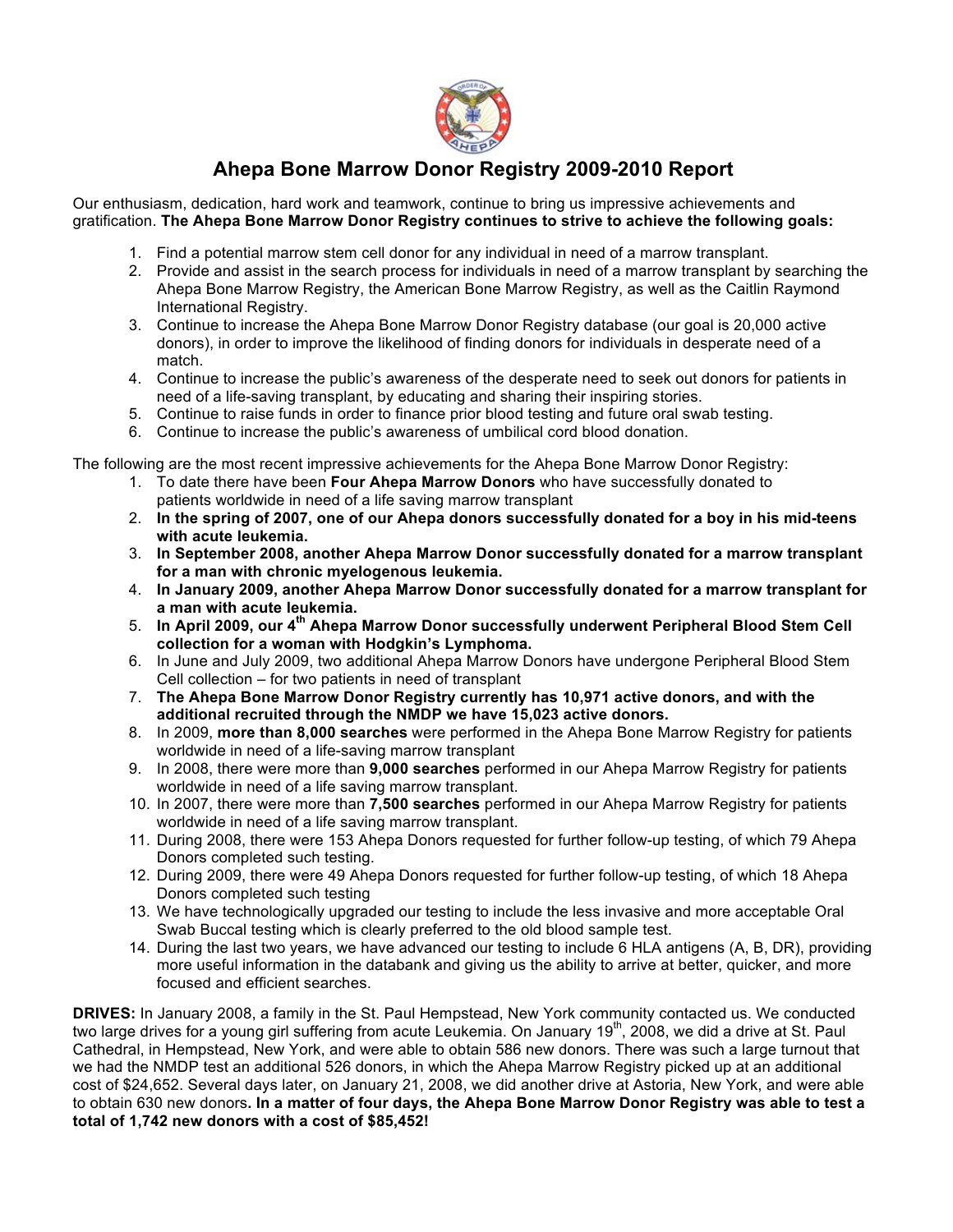# Ahepa Bone Marrow Donor Registry 2009-2010 Report

Our enthusiasm, dedication, hard work and teamwork, continue to bring us impressive achievements and gratification. **The Ahepa Bone Marrow Donor Registry continues to strive to achieve the following goals:**

1. Find a potential marrow stem cell donor for any individual in need of a marrow transplant.
2. Provide and assist in the search process for individuals in need of a marrow transplant by searching the Ahepa Bone Marrow Registry, the American Bone Marrow Registry, as well as the Caitlin Raymond International Registry.
3. Continue to increase the Ahepa Bone Marrow Donor Registry database (our goal is 20,000 active donors), in order to improve the likelihood of finding donors for individuals in desperate need of a match.
4. Continue to increase the public's awareness of the desperate need to seek out donors for patients in need of a life-saving transplant, by educating and sharing their inspiring stories.
5. Continue to raise funds in order to finance prior blood testing and future oral swab testing.
6. Continue to increase the public's awareness of umbilical cord blood donation.

The following are the most recent impressive achievements for the Ahepa Bone Marrow Donor Registry:

1. To date there have been **Four Ahepa Marrow Donors** who have successfully donated to patients worldwide in need of a life saving marrow transplant
2. **In the spring of 2007, one of our Ahepa donors successfully donated for a boy in his mid-teens with acute leukemia.**
3. **In September 2008, another Ahepa Marrow Donor successfully donated for a marrow transplant for a man with chronic myelogenous leukemia.**
4. **In January 2009, another Ahepa Marrow Donor successfully donated for a marrow transplant for a man with acute leukemia.**
5. **In April 2009, our 4th Ahepa Marrow Donor successfully underwent Peripheral Blood Stem Cell collection for a woman with Hodgkin's Lymphoma.**
6. In June and July 2009, two additional Ahepa Marrow Donors have undergone Peripheral Blood Stem Cell collection – for two patients in need of transplant
7. **The Ahepa Bone Marrow Donor Registry currently has 10,971 active donors, and with the additional recruited through the NMDP we have 15,023 active donors.**
8. In 2009, **more than 8,000 searches** were performed in the Ahepa Bone Marrow Registry for patients worldwide in need of a life-saving marrow transplant
9. In 2008, there were more than **9,000 searches** performed in our Ahepa Marrow Registry for patients worldwide in need of a life saving marrow transplant.
10. In 2007, there were more than **7,500 searches** performed in our Ahepa Marrow Registry for patients worldwide in need of a life saving marrow transplant.
11. During 2008, there were 153 Ahepa Donors requested for further follow-up testing, of which 79 Ahepa Donors completed such testing.
12. During 2009, there were 49 Ahepa Donors requested for further follow-up testing, of which 18 Ahepa Donors completed such testing
13. We have technologically upgraded our testing to include the less invasive and more acceptable Oral Swab Buccal testing which is clearly preferred to the old blood sample test.
14. During the last two years, we have advanced our testing to include 6 HLA antigens (A, B, DR), providing more useful information in the databank and giving us the ability to arrive at better, quicker, and more focused and efficient searches.

**DRIVES:** In January 2008, a family in the St. Paul Hempstead, New York community contacted us. We conducted two large drives for a young girl suffering from acute Leukemia. On January 19th, 2008, we did a drive at St. Paul Cathedral, in Hempstead, New York, and were able to obtain 586 new donors. There was such a large turnout that we had the NMDP test an additional 526 donors, in which the Ahepa Marrow Registry picked up at an additional cost of $24,652. Several days later, on January 21, 2008, we did another drive at Astoria, New York, and were able to obtain 630 new donors**. In a matter of four days, the Ahepa Bone Marrow Donor Registry was able to test a total of 1,742 new donors with a cost of $85,452!**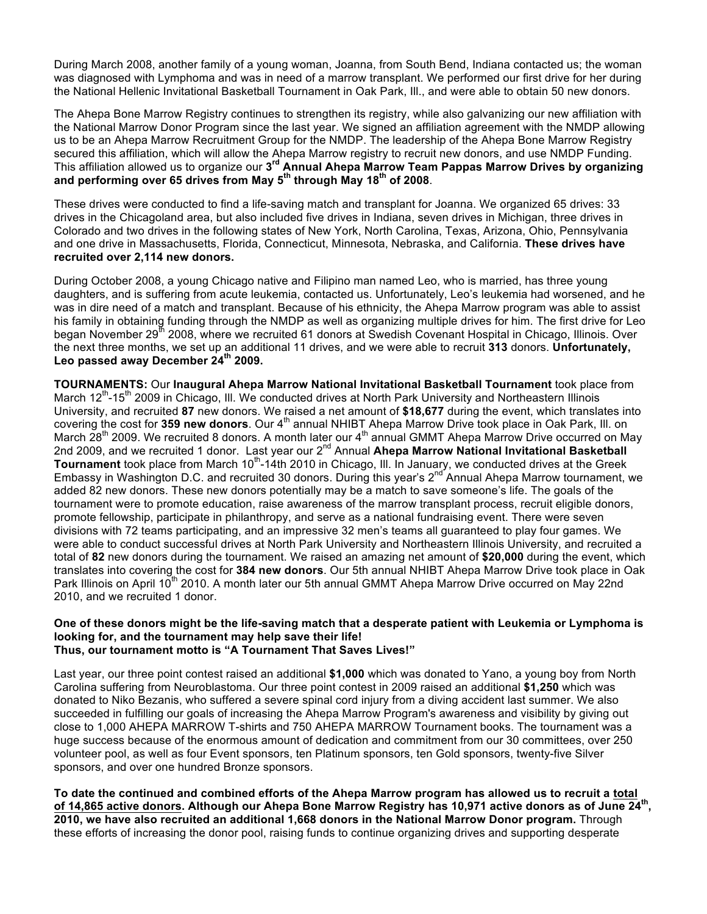During March 2008, another family of a young woman, Joanna, from South Bend, Indiana contacted us; the woman was diagnosed with Lymphoma and was in need of a marrow transplant. We performed our first drive for her during the National Hellenic Invitational Basketball Tournament in Oak Park, Ill., and were able to obtain 50 new donors.

The Ahepa Bone Marrow Registry continues to strengthen its registry, while also galvanizing our new affiliation with the National Marrow Donor Program since the last year. We signed an affiliation agreement with the NMDP allowing us to be an Ahepa Marrow Recruitment Group for the NMDP. The leadership of the Ahepa Bone Marrow Registry secured this affiliation, which will allow the Ahepa Marrow registry to recruit new donors, and use NMDP Funding. This affiliation allowed us to organize our **3rd Annual Ahepa Marrow Team Pappas Marrow Drives by organizing and performing over 65 drives from May 5th through May 18th of 2008**.

These drives were conducted to find a life-saving match and transplant for Joanna. We organized 65 drives: 33 drives in the Chicagoland area, but also included five drives in Indiana, seven drives in Michigan, three drives in Colorado and two drives in the following states of New York, North Carolina, Texas, Arizona, Ohio, Pennsylvania and one drive in Massachusetts, Florida, Connecticut, Minnesota, Nebraska, and California. **These drives have recruited over 2,114 new donors.**

During October 2008, a young Chicago native and Filipino man named Leo, who is married, has three young daughters, and is suffering from acute leukemia, contacted us. Unfortunately, Leo's leukemia had worsened, and he was in dire need of a match and transplant. Because of his ethnicity, the Ahepa Marrow program was able to assist his family in obtaining funding through the NMDP as well as organizing multiple drives for him. The first drive for Leo began November 29th 2008, where we recruited 61 donors at Swedish Covenant Hospital in Chicago, Illinois. Over the next three months, we set up an additional 11 drives, and we were able to recruit **313** donors. **Unfortunately, Leo passed away December 24th 2009.**

**TOURNAMENTS:** Our **Inaugural Ahepa Marrow National Invitational Basketball Tournament** took place from March 12th-15th 2009 in Chicago, Ill. We conducted drives at North Park University and Northeastern Illinois University, and recruited **87** new donors. We raised a net amount of **$18,677** during the event, which translates into covering the cost for **359 new donors**. Our 4th annual NHIBT Ahepa Marrow Drive took place in Oak Park, Ill. on March 28th 2009. We recruited 8 donors. A month later our 4th annual GMMT Ahepa Marrow Drive occurred on May 2nd 2009, and we recruited 1 donor. Last year our 2nd Annual **Ahepa Marrow National Invitational Basketball Tournament** took place from March 10th-14th 2010 in Chicago, Ill. In January, we conducted drives at the Greek Embassy in Washington D.C. and recruited 30 donors. During this year's 2nd Annual Ahepa Marrow tournament, we added 82 new donors. These new donors potentially may be a match to save someone's life. The goals of the tournament were to promote education, raise awareness of the marrow transplant process, recruit eligible donors, promote fellowship, participate in philanthropy, and serve as a national fundraising event. There were seven divisions with 72 teams participating, and an impressive 32 men's teams all guaranteed to play four games. We were able to conduct successful drives at North Park University and Northeastern Illinois University, and recruited a total of **82** new donors during the tournament. We raised an amazing net amount of **$20,000** during the event, which translates into covering the cost for **384 new donors**. Our 5th annual NHIBT Ahepa Marrow Drive took place in Oak Park Illinois on April 10th 2010. A month later our 5th annual GMMT Ahepa Marrow Drive occurred on May 22nd 2010, and we recruited 1 donor.

**One of these donors might be the life-saving match that a desperate patient with Leukemia or Lymphoma is looking for, and the tournament may help save their life!**
**Thus, our tournament motto is "A Tournament That Saves Lives!"**

Last year, our three point contest raised an additional **$1,000** which was donated to Yano, a young boy from North Carolina suffering from Neuroblastoma. Our three point contest in 2009 raised an additional **$1,250** which was donated to Niko Bezanis, who suffered a severe spinal cord injury from a diving accident last summer. We also succeeded in fulfilling our goals of increasing the Ahepa Marrow Program's awareness and visibility by giving out close to 1,000 AHEPA MARROW T-shirts and 750 AHEPA MARROW Tournament books. The tournament was a huge success because of the enormous amount of dedication and commitment from our 30 committees, over 250 volunteer pool, as well as four Event sponsors, ten Platinum sponsors, ten Gold sponsors, twenty-five Silver sponsors, and over one hundred Bronze sponsors.

**To date the continued and combined efforts of the Ahepa Marrow program has allowed us to recruit a <u>total of 14,865 active donors</u>. Although our Ahepa Bone Marrow Registry has 10,971 active donors as of June 24th, 2010, we have also recruited an additional 1,668 donors in the National Marrow Donor program.** Through these efforts of increasing the donor pool, raising funds to continue organizing drives and supporting desperate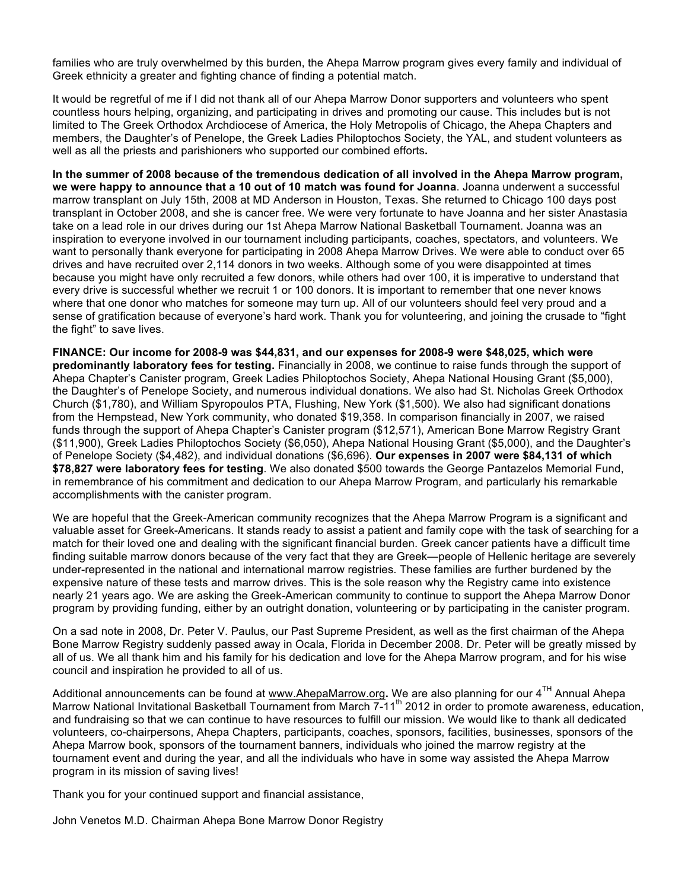families who are truly overwhelmed by this burden, the Ahepa Marrow program gives every family and individual of Greek ethnicity a greater and fighting chance of finding a potential match.

It would be regretful of me if I did not thank all of our Ahepa Marrow Donor supporters and volunteers who spent countless hours helping, organizing, and participating in drives and promoting our cause. This includes but is not limited to The Greek Orthodox Archdiocese of America, the Holy Metropolis of Chicago, the Ahepa Chapters and members, the Daughter's of Penelope, the Greek Ladies Philoptochos Society, the YAL, and student volunteers as well as all the priests and parishioners who supported our combined efforts**.**

**In the summer of 2008 because of the tremendous dedication of all involved in the Ahepa Marrow program, we were happy to announce that a 10 out of 10 match was found for Joanna**. Joanna underwent a successful marrow transplant on July 15th, 2008 at MD Anderson in Houston, Texas. She returned to Chicago 100 days post transplant in October 2008, and she is cancer free. We were very fortunate to have Joanna and her sister Anastasia take on a lead role in our drives during our 1st Ahepa Marrow National Basketball Tournament. Joanna was an inspiration to everyone involved in our tournament including participants, coaches, spectators, and volunteers. We want to personally thank everyone for participating in 2008 Ahepa Marrow Drives. We were able to conduct over 65 drives and have recruited over 2,114 donors in two weeks. Although some of you were disappointed at times because you might have only recruited a few donors, while others had over 100, it is imperative to understand that every drive is successful whether we recruit 1 or 100 donors. It is important to remember that one never knows where that one donor who matches for someone may turn up. All of our volunteers should feel very proud and a sense of gratification because of everyone's hard work. Thank you for volunteering, and joining the crusade to "fight the fight" to save lives.

**FINANCE: Our income for 2008-9 was $44,831, and our expenses for 2008-9 were $48,025, which were predominantly laboratory fees for testing.** Financially in 2008, we continue to raise funds through the support of Ahepa Chapter's Canister program, Greek Ladies Philoptochos Society, Ahepa National Housing Grant ($5,000), the Daughter's of Penelope Society, and numerous individual donations. We also had St. Nicholas Greek Orthodox Church ($1,780), and William Spyropoulos PTA, Flushing, New York ($1,500). We also had significant donations from the Hempstead, New York community, who donated $19,358. In comparison financially in 2007, we raised funds through the support of Ahepa Chapter's Canister program ($12,571), American Bone Marrow Registry Grant ($11,900), Greek Ladies Philoptochos Society ($6,050), Ahepa National Housing Grant ($5,000), and the Daughter's of Penelope Society ($4,482), and individual donations ($6,696). **Our expenses in 2007 were $84,131 of which $78,827 were laboratory fees for testing**. We also donated $500 towards the George Pantazelos Memorial Fund, in remembrance of his commitment and dedication to our Ahepa Marrow Program, and particularly his remarkable accomplishments with the canister program.

We are hopeful that the Greek-American community recognizes that the Ahepa Marrow Program is a significant and valuable asset for Greek-Americans. It stands ready to assist a patient and family cope with the task of searching for a match for their loved one and dealing with the significant financial burden. Greek cancer patients have a difficult time finding suitable marrow donors because of the very fact that they are Greek—people of Hellenic heritage are severely under-represented in the national and international marrow registries. These families are further burdened by the expensive nature of these tests and marrow drives. This is the sole reason why the Registry came into existence nearly 21 years ago. We are asking the Greek-American community to continue to support the Ahepa Marrow Donor program by providing funding, either by an outright donation, volunteering or by participating in the canister program.

On a sad note in 2008, Dr. Peter V. Paulus, our Past Supreme President, as well as the first chairman of the Ahepa Bone Marrow Registry suddenly passed away in Ocala, Florida in December 2008. Dr. Peter will be greatly missed by all of us. We all thank him and his family for his dedication and love for the Ahepa Marrow program, and for his wise council and inspiration he provided to all of us.

Additional announcements can be found at www.AhepaMarrow.org**.** We are also planning for our 4TH Annual Ahepa Marrow National Invitational Basketball Tournament from March 7-11th 2012 in order to promote awareness, education, and fundraising so that we can continue to have resources to fulfill our mission. We would like to thank all dedicated volunteers, co-chairpersons, Ahepa Chapters, participants, coaches, sponsors, facilities, businesses, sponsors of the Ahepa Marrow book, sponsors of the tournament banners, individuals who joined the marrow registry at the tournament event and during the year, and all the individuals who have in some way assisted the Ahepa Marrow program in its mission of saving lives!

Thank you for your continued support and financial assistance,

John Venetos M.D. Chairman Ahepa Bone Marrow Donor Registry